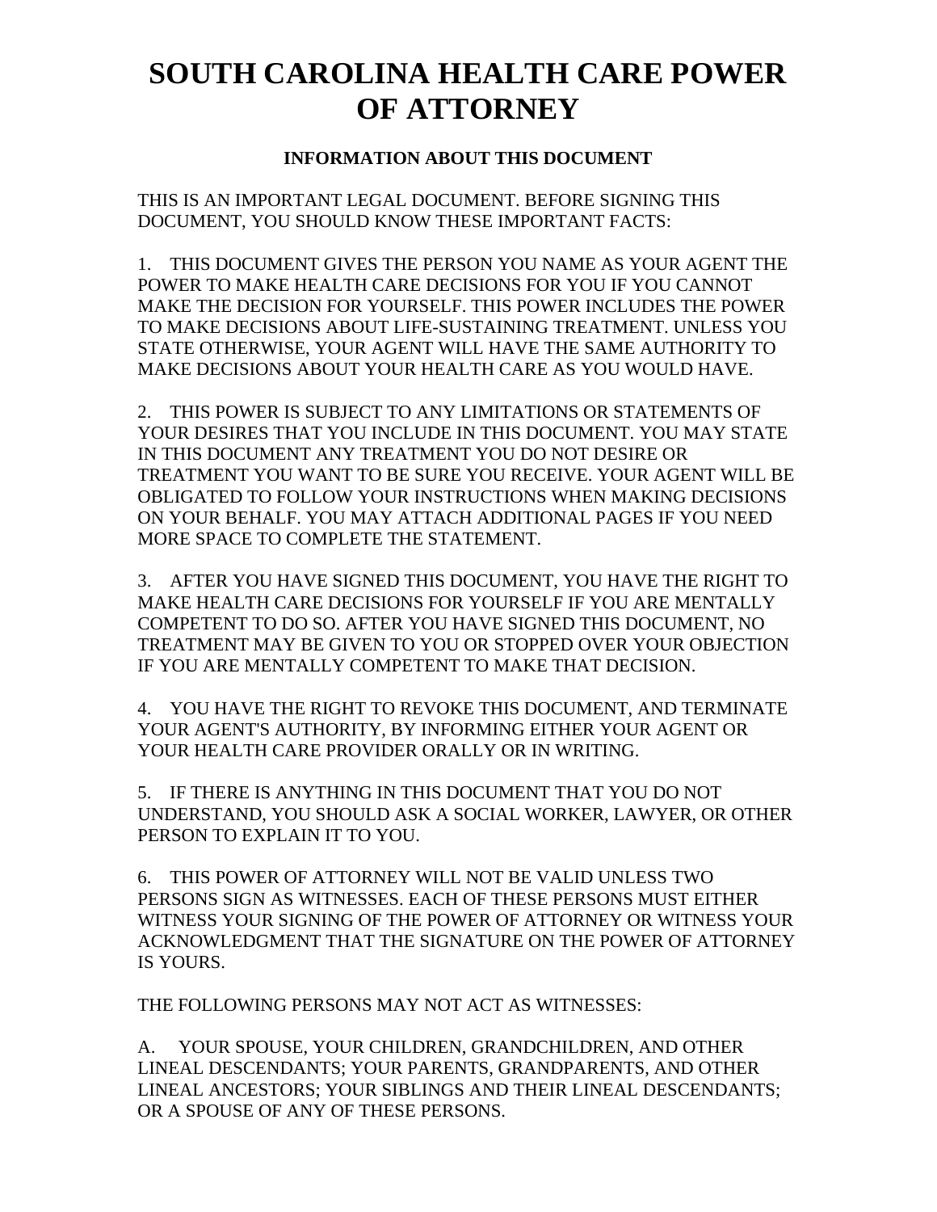# SOUTH CAROLINA HEALTH CARE POWER OF ATTORNEY

## INFORMATION ABOUT THIS DOCUMENT

THIS IS AN IMPORTANT LEGAL DOCUMENT. BEFORE SIGNING THIS DOCUMENT, YOU SHOULD KNOW THESE IMPORTANT FACTS:

1. THIS DOCUMENT GIVES THE PERSON YOU NAME AS YOUR AGENT THE POWER TO MAKE HEALTH CARE DECISIONS FOR YOU IF YOU CANNOT MAKE THE DECISION FOR YOURSELF. THIS POWER INCLUDES THE POWER TO MAKE DECISIONS ABOUT LIFE-SUSTAINING TREATMENT. UNLESS YOU STATE OTHERWISE, YOUR AGENT WILL HAVE THE SAME AUTHORITY TO MAKE DECISIONS ABOUT YOUR HEALTH CARE AS YOU WOULD HAVE.

2. THIS POWER IS SUBJECT TO ANY LIMITATIONS OR STATEMENTS OF YOUR DESIRES THAT YOU INCLUDE IN THIS DOCUMENT. YOU MAY STATE IN THIS DOCUMENT ANY TREATMENT YOU DO NOT DESIRE OR TREATMENT YOU WANT TO BE SURE YOU RECEIVE. YOUR AGENT WILL BE OBLIGATED TO FOLLOW YOUR INSTRUCTIONS WHEN MAKING DECISIONS ON YOUR BEHALF. YOU MAY ATTACH ADDITIONAL PAGES IF YOU NEED MORE SPACE TO COMPLETE THE STATEMENT.

3. AFTER YOU HAVE SIGNED THIS DOCUMENT, YOU HAVE THE RIGHT TO MAKE HEALTH CARE DECISIONS FOR YOURSELF IF YOU ARE MENTALLY COMPETENT TO DO SO. AFTER YOU HAVE SIGNED THIS DOCUMENT, NO TREATMENT MAY BE GIVEN TO YOU OR STOPPED OVER YOUR OBJECTION IF YOU ARE MENTALLY COMPETENT TO MAKE THAT DECISION.

4. YOU HAVE THE RIGHT TO REVOKE THIS DOCUMENT, AND TERMINATE YOUR AGENT'S AUTHORITY, BY INFORMING EITHER YOUR AGENT OR YOUR HEALTH CARE PROVIDER ORALLY OR IN WRITING.

5. IF THERE IS ANYTHING IN THIS DOCUMENT THAT YOU DO NOT UNDERSTAND, YOU SHOULD ASK A SOCIAL WORKER, LAWYER, OR OTHER PERSON TO EXPLAIN IT TO YOU.

6. THIS POWER OF ATTORNEY WILL NOT BE VALID UNLESS TWO PERSONS SIGN AS WITNESSES. EACH OF THESE PERSONS MUST EITHER WITNESS YOUR SIGNING OF THE POWER OF ATTORNEY OR WITNESS YOUR ACKNOWLEDGMENT THAT THE SIGNATURE ON THE POWER OF ATTORNEY IS YOURS.

THE FOLLOWING PERSONS MAY NOT ACT AS WITNESSES:

A. YOUR SPOUSE, YOUR CHILDREN, GRANDCHILDREN, AND OTHER LINEAL DESCENDANTS; YOUR PARENTS, GRANDPARENTS, AND OTHER LINEAL ANCESTORS; YOUR SIBLINGS AND THEIR LINEAL DESCENDANTS; OR A SPOUSE OF ANY OF THESE PERSONS.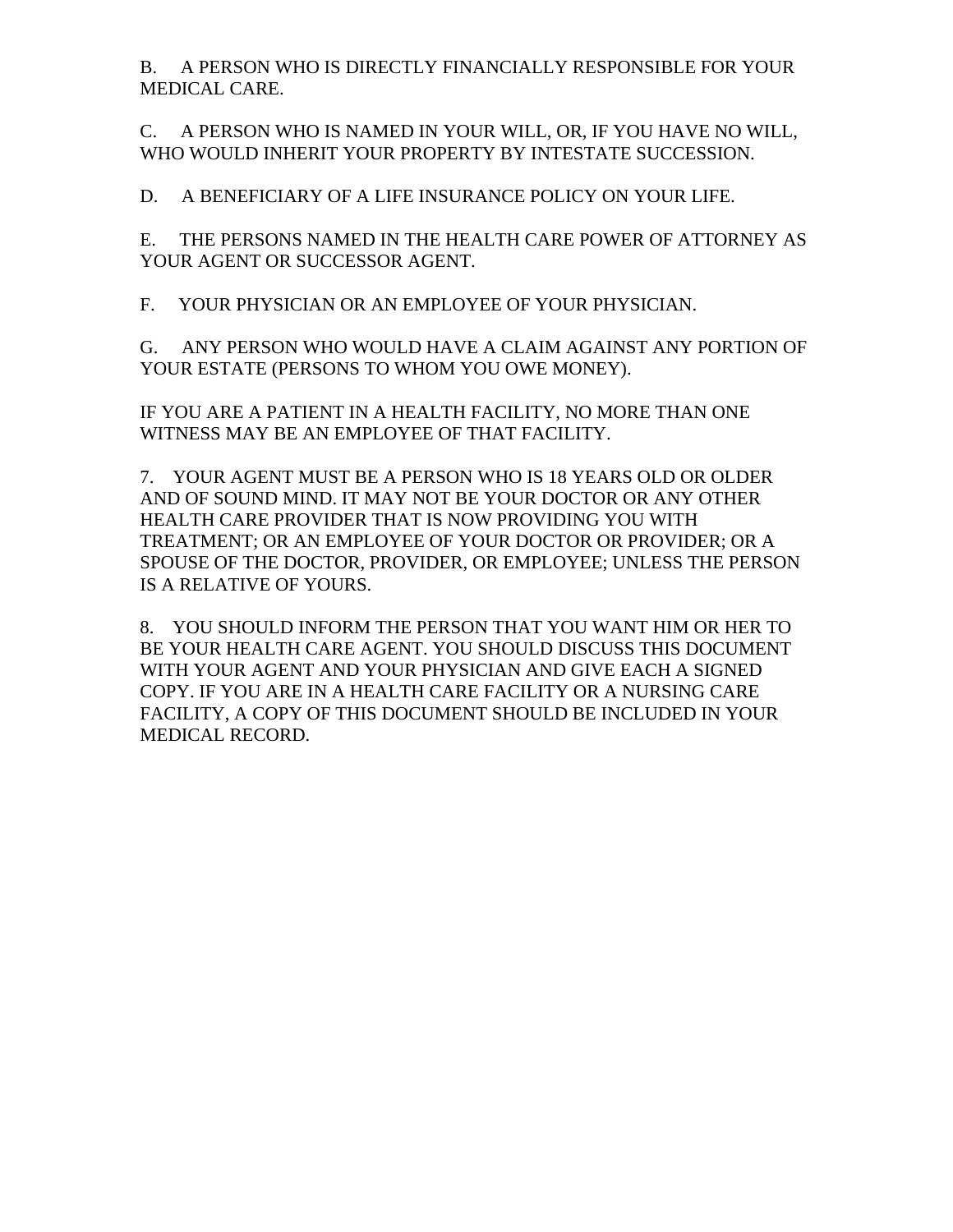B. A PERSON WHO IS DIRECTLY FINANCIALLY RESPONSIBLE FOR YOUR MEDICAL CARE.

C. A PERSON WHO IS NAMED IN YOUR WILL, OR, IF YOU HAVE NO WILL, WHO WOULD INHERIT YOUR PROPERTY BY INTESTATE SUCCESSION.

D. A BENEFICIARY OF A LIFE INSURANCE POLICY ON YOUR LIFE.

E. THE PERSONS NAMED IN THE HEALTH CARE POWER OF ATTORNEY AS YOUR AGENT OR SUCCESSOR AGENT.

F. YOUR PHYSICIAN OR AN EMPLOYEE OF YOUR PHYSICIAN.

G. ANY PERSON WHO WOULD HAVE A CLAIM AGAINST ANY PORTION OF YOUR ESTATE (PERSONS TO WHOM YOU OWE MONEY).

IF YOU ARE A PATIENT IN A HEALTH FACILITY, NO MORE THAN ONE WITNESS MAY BE AN EMPLOYEE OF THAT FACILITY.

7. YOUR AGENT MUST BE A PERSON WHO IS 18 YEARS OLD OR OLDER AND OF SOUND MIND. IT MAY NOT BE YOUR DOCTOR OR ANY OTHER HEALTH CARE PROVIDER THAT IS NOW PROVIDING YOU WITH TREATMENT; OR AN EMPLOYEE OF YOUR DOCTOR OR PROVIDER; OR A SPOUSE OF THE DOCTOR, PROVIDER, OR EMPLOYEE; UNLESS THE PERSON IS A RELATIVE OF YOURS.

8. YOU SHOULD INFORM THE PERSON THAT YOU WANT HIM OR HER TO BE YOUR HEALTH CARE AGENT. YOU SHOULD DISCUSS THIS DOCUMENT WITH YOUR AGENT AND YOUR PHYSICIAN AND GIVE EACH A SIGNED COPY. IF YOU ARE IN A HEALTH CARE FACILITY OR A NURSING CARE FACILITY, A COPY OF THIS DOCUMENT SHOULD BE INCLUDED IN YOUR MEDICAL RECORD.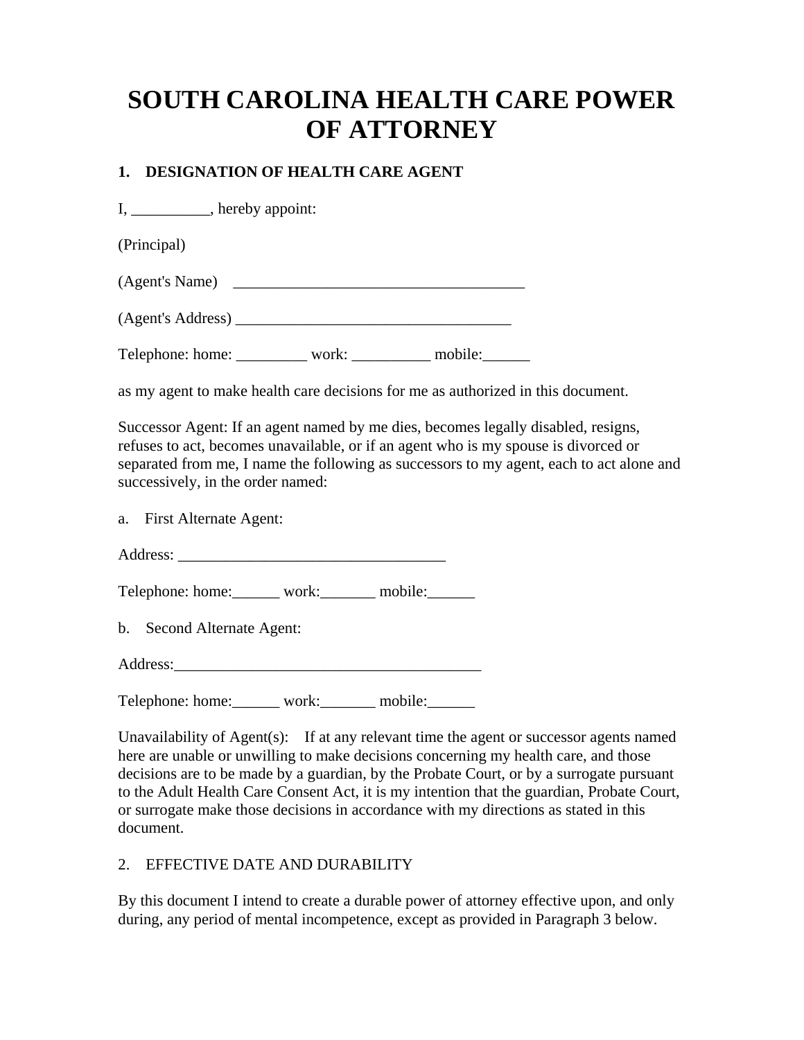# SOUTH CAROLINA HEALTH CARE POWER OF ATTORNEY

**1. DESIGNATION OF HEALTH CARE AGENT**

I, __________, hereby appoint:

(Principal)

(Agent's Name) ______________________________________

(Agent's Address) ___________________________________

Telephone: home: _________ work: __________ mobile:______

as my agent to make health care decisions for me as authorized in this document.

Successor Agent: If an agent named by me dies, becomes legally disabled, resigns, refuses to act, becomes unavailable, or if an agent who is my spouse is divorced or separated from me, I name the following as successors to my agent, each to act alone and successively, in the order named:

a. First Alternate Agent:

Address: __________________________________

Telephone: home:______ work:_______ mobile:______

b. Second Alternate Agent:

Address:_______________________________________

Telephone: home:______ work:_______ mobile:______

Unavailability of Agent(s): If at any relevant time the agent or successor agents named here are unable or unwilling to make decisions concerning my health care, and those decisions are to be made by a guardian, by the Probate Court, or by a surrogate pursuant to the Adult Health Care Consent Act, it is my intention that the guardian, Probate Court, or surrogate make those decisions in accordance with my directions as stated in this document.

2. EFFECTIVE DATE AND DURABILITY

By this document I intend to create a durable power of attorney effective upon, and only during, any period of mental incompetence, except as provided in Paragraph 3 below.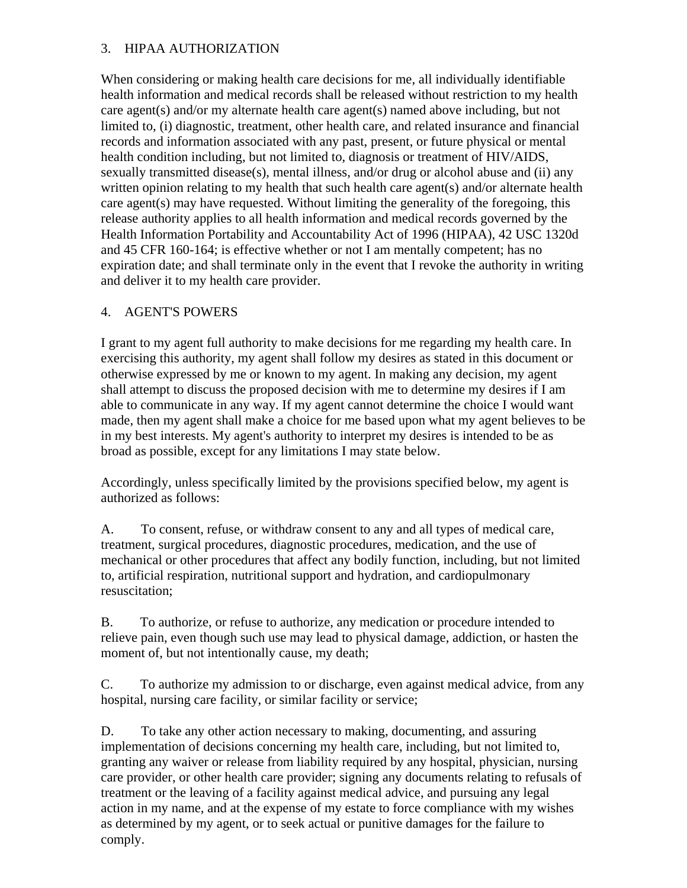## 3. HIPAA AUTHORIZATION

When considering or making health care decisions for me, all individually identifiable health information and medical records shall be released without restriction to my health care agent(s) and/or my alternate health care agent(s) named above including, but not limited to, (i) diagnostic, treatment, other health care, and related insurance and financial records and information associated with any past, present, or future physical or mental health condition including, but not limited to, diagnosis or treatment of HIV/AIDS, sexually transmitted disease(s), mental illness, and/or drug or alcohol abuse and (ii) any written opinion relating to my health that such health care agent(s) and/or alternate health care agent(s) may have requested. Without limiting the generality of the foregoing, this release authority applies to all health information and medical records governed by the Health Information Portability and Accountability Act of 1996 (HIPAA), 42 USC 1320d and 45 CFR 160-164; is effective whether or not I am mentally competent; has no expiration date; and shall terminate only in the event that I revoke the authority in writing and deliver it to my health care provider.

## 4. AGENT'S POWERS

I grant to my agent full authority to make decisions for me regarding my health care. In exercising this authority, my agent shall follow my desires as stated in this document or otherwise expressed by me or known to my agent. In making any decision, my agent shall attempt to discuss the proposed decision with me to determine my desires if I am able to communicate in any way. If my agent cannot determine the choice I would want made, then my agent shall make a choice for me based upon what my agent believes to be in my best interests. My agent's authority to interpret my desires is intended to be as broad as possible, except for any limitations I may state below.

Accordingly, unless specifically limited by the provisions specified below, my agent is authorized as follows:

A. To consent, refuse, or withdraw consent to any and all types of medical care, treatment, surgical procedures, diagnostic procedures, medication, and the use of mechanical or other procedures that affect any bodily function, including, but not limited to, artificial respiration, nutritional support and hydration, and cardiopulmonary resuscitation;

B. To authorize, or refuse to authorize, any medication or procedure intended to relieve pain, even though such use may lead to physical damage, addiction, or hasten the moment of, but not intentionally cause, my death;

C. To authorize my admission to or discharge, even against medical advice, from any hospital, nursing care facility, or similar facility or service;

D. To take any other action necessary to making, documenting, and assuring implementation of decisions concerning my health care, including, but not limited to, granting any waiver or release from liability required by any hospital, physician, nursing care provider, or other health care provider; signing any documents relating to refusals of treatment or the leaving of a facility against medical advice, and pursuing any legal action in my name, and at the expense of my estate to force compliance with my wishes as determined by my agent, or to seek actual or punitive damages for the failure to comply.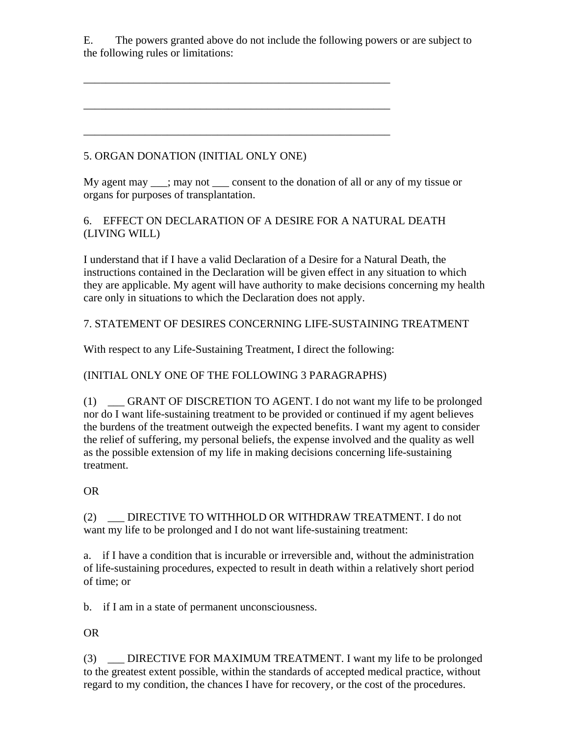E. The powers granted above do not include the following powers or are subject to the following rules or limitations:

___________________________________________________________

___________________________________________________________

___________________________________________________________

5. ORGAN DONATION (INITIAL ONLY ONE)

My agent may ___; may not ___ consent to the donation of all or any of my tissue or organs for purposes of transplantation.

6. EFFECT ON DECLARATION OF A DESIRE FOR A NATURAL DEATH (LIVING WILL)

I understand that if I have a valid Declaration of a Desire for a Natural Death, the instructions contained in the Declaration will be given effect in any situation to which they are applicable. My agent will have authority to make decisions concerning my health care only in situations to which the Declaration does not apply.

7. STATEMENT OF DESIRES CONCERNING LIFE-SUSTAINING TREATMENT

With respect to any Life-Sustaining Treatment, I direct the following:

(INITIAL ONLY ONE OF THE FOLLOWING 3 PARAGRAPHS)

(1) ___ GRANT OF DISCRETION TO AGENT. I do not want my life to be prolonged nor do I want life-sustaining treatment to be provided or continued if my agent believes the burdens of the treatment outweigh the expected benefits. I want my agent to consider the relief of suffering, my personal beliefs, the expense involved and the quality as well as the possible extension of my life in making decisions concerning life-sustaining treatment.

OR

(2) ___ DIRECTIVE TO WITHHOLD OR WITHDRAW TREATMENT. I do not want my life to be prolonged and I do not want life-sustaining treatment:

a. if I have a condition that is incurable or irreversible and, without the administration of life-sustaining procedures, expected to result in death within a relatively short period of time; or

b. if I am in a state of permanent unconsciousness.

OR

(3) ___ DIRECTIVE FOR MAXIMUM TREATMENT. I want my life to be prolonged to the greatest extent possible, within the standards of accepted medical practice, without regard to my condition, the chances I have for recovery, or the cost of the procedures.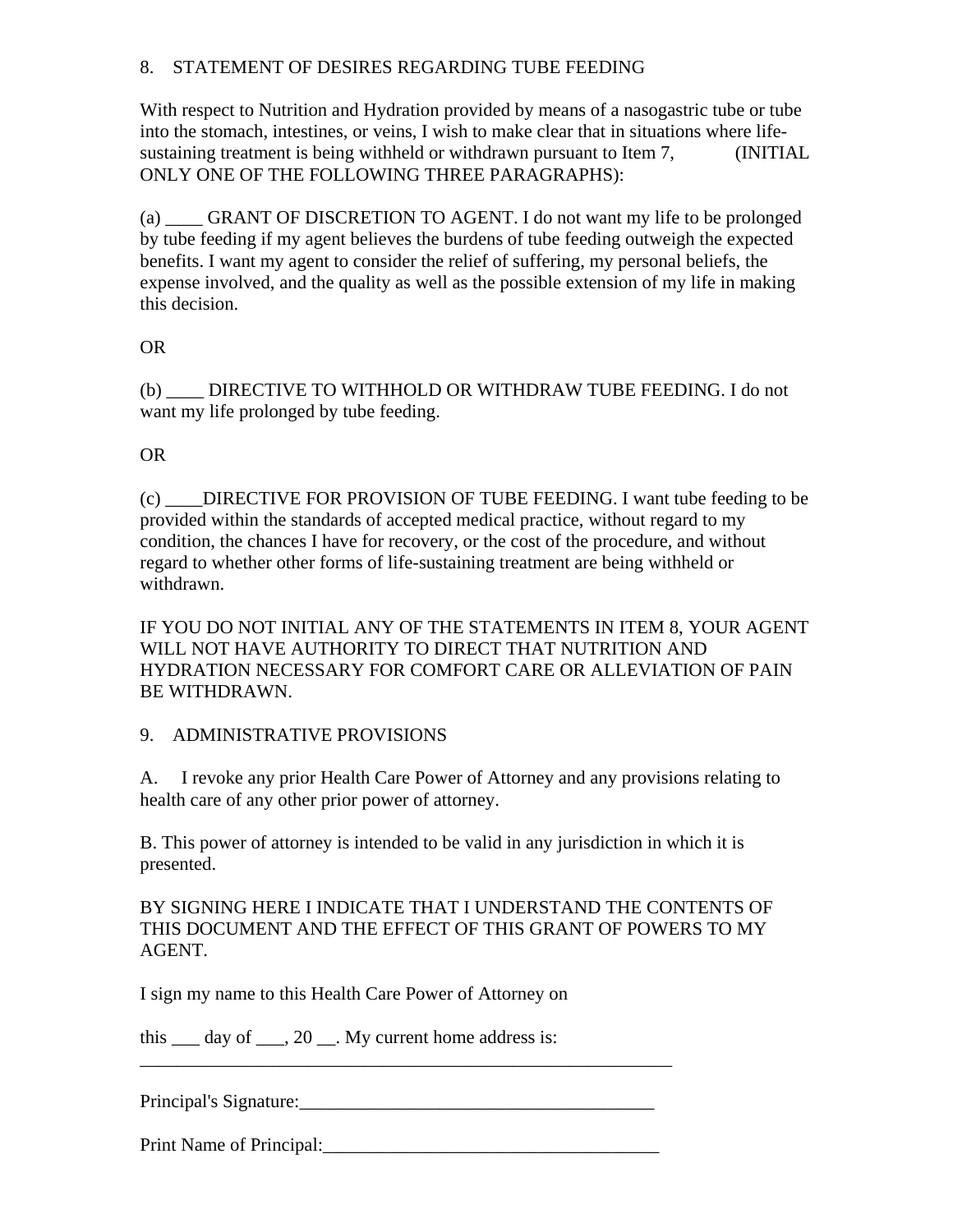## 8. STATEMENT OF DESIRES REGARDING TUBE FEEDING

With respect to Nutrition and Hydration provided by means of a nasogastric tube or tube into the stomach, intestines, or veins, I wish to make clear that in situations where life-sustaining treatment is being withheld or withdrawn pursuant to Item 7, (INITIAL ONLY ONE OF THE FOLLOWING THREE PARAGRAPHS):

(a) ____ GRANT OF DISCRETION TO AGENT. I do not want my life to be prolonged by tube feeding if my agent believes the burdens of tube feeding outweigh the expected benefits. I want my agent to consider the relief of suffering, my personal beliefs, the expense involved, and the quality as well as the possible extension of my life in making this decision.

OR

(b) ____ DIRECTIVE TO WITHHOLD OR WITHDRAW TUBE FEEDING. I do not want my life prolonged by tube feeding.

OR

(c) ____DIRECTIVE FOR PROVISION OF TUBE FEEDING. I want tube feeding to be provided within the standards of accepted medical practice, without regard to my condition, the chances I have for recovery, or the cost of the procedure, and without regard to whether other forms of life-sustaining treatment are being withheld or withdrawn.

IF YOU DO NOT INITIAL ANY OF THE STATEMENTS IN ITEM 8, YOUR AGENT WILL NOT HAVE AUTHORITY TO DIRECT THAT NUTRITION AND HYDRATION NECESSARY FOR COMFORT CARE OR ALLEVIATION OF PAIN BE WITHDRAWN.

## 9. ADMINISTRATIVE PROVISIONS

A. I revoke any prior Health Care Power of Attorney and any provisions relating to health care of any other prior power of attorney.

B. This power of attorney is intended to be valid in any jurisdiction in which it is presented.

BY SIGNING HERE I INDICATE THAT I UNDERSTAND THE CONTENTS OF THIS DOCUMENT AND THE EFFECT OF THIS GRANT OF POWERS TO MY AGENT.

I sign my name to this Health Care Power of Attorney on

this ___ day of ___, 20 __. My current home address is: ____________________________________________________________

Principal's Signature:______________________________________

Print Name of Principal:____________________________________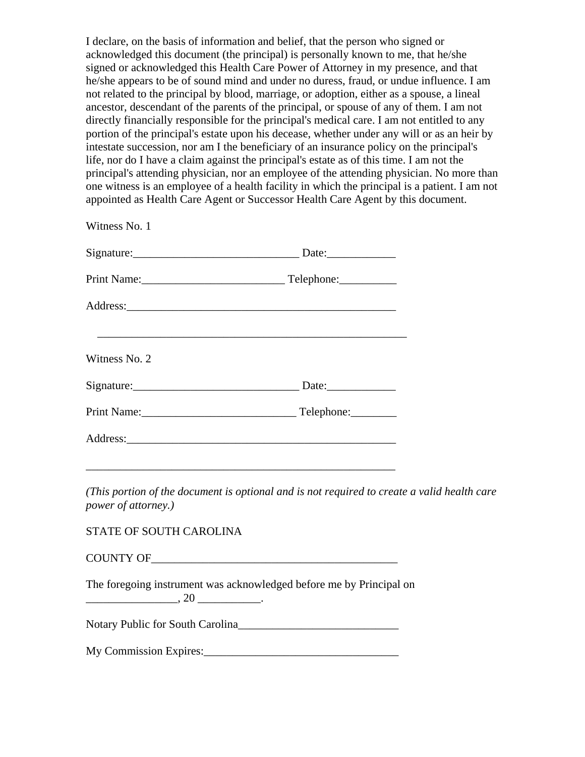I declare, on the basis of information and belief, that the person who signed or acknowledged this document (the principal) is personally known to me, that he/she signed or acknowledged this Health Care Power of Attorney in my presence, and that he/she appears to be of sound mind and under no duress, fraud, or undue influence. I am not related to the principal by blood, marriage, or adoption, either as a spouse, a lineal ancestor, descendant of the parents of the principal, or spouse of any of them. I am not directly financially responsible for the principal's medical care. I am not entitled to any portion of the principal's estate upon his decease, whether under any will or as an heir by intestate succession, nor am I the beneficiary of an insurance policy on the principal's life, nor do I have a claim against the principal's estate as of this time. I am not the principal's attending physician, nor an employee of the attending physician. No more than one witness is an employee of a health facility in which the principal is a patient. I am not appointed as Health Care Agent or Successor Health Care Agent by this document.

Witness No. 1

Signature:_____________________________ Date:____________

Print Name:________________________ Telephone:__________

Address:_________________________________________________

________________________________________________________

Witness No. 2

Signature:_____________________________ Date:____________

Print Name:___________________________ Telephone:________

Address:_________________________________________________

________________________________________________________

*(This portion of the document is optional and is not required to create a valid health care power of attorney.)*

STATE OF SOUTH CAROLINA

COUNTY OF___________________________________________

The foregoing instrument was acknowledged before me by Principal on ________________, 20 ___________.

Notary Public for South Carolina___________________________

My Commission Expires:_________________________________